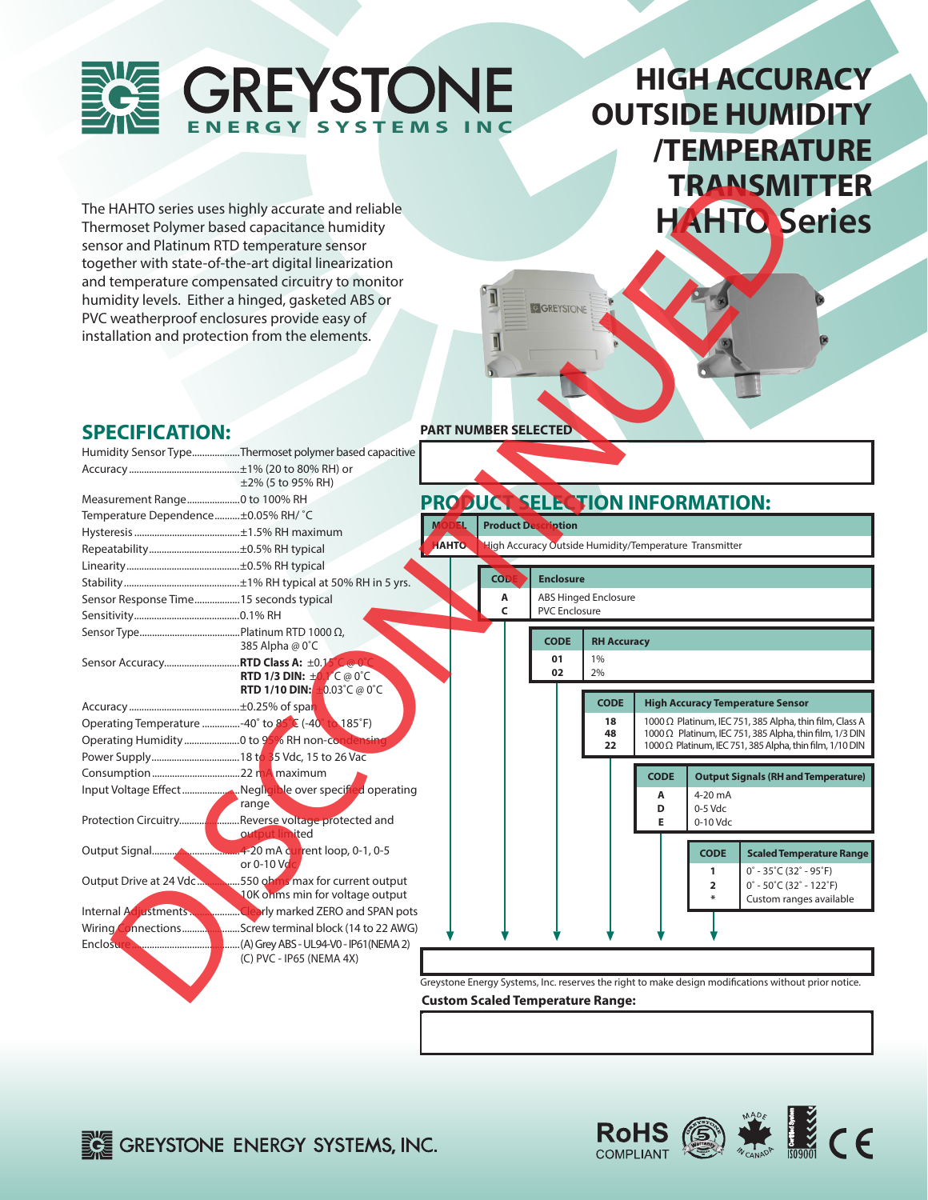# GREYSTONE ENERGY SYSTEMS INC

# HIGH ACCURACY OUTSIDE HUMIDITY /TEMPERATURE TRANSMITTER HAHTO Series

DISCONTINUED

The HAHTO series uses highly accurate and reliable Thermoset Polymer based capacitance humidity sensor and Platinum RTD temperature sensor together with state-of-the-art digital linearization and temperature compensated circuitry to monitor humidity levels. Either a hinged, gasketed ABS or PVC weatherproof enclosures provide easy of installation and protection from the elements.

## SPECIFICATION:

| | |
|---|---|
| Humidity Sensor Type | Thermoset polymer based capacitive |
| Accuracy | ±1% (20 to 80% RH) or ±2% (5 to 95% RH) |
| Measurement Range | 0 to 100% RH |
| Temperature Dependence | ±0.05% RH/ °C |
| Hysteresis | ±1.5% RH maximum |
| Repeatability | ±0.5% RH typical |
| Linearity | ±0.5% RH typical |
| Stability | ±1% RH typical at 50% RH in 5 yrs. |
| Sensor Response Time | 15 seconds typical |
| Sensitivity | 0.1% RH |
| Sensor Type | Platinum RTD 1000 Ω, 385 Alpha @ 0°C |
| Sensor Accuracy | **RTD Class A:** ±0.15°C @ 0°C<br>**RTD 1/3 DIN:** ±0.1°C @ 0°C<br>**RTD 1/10 DIN:** ±0.03°C @ 0°C |
| Accuracy | ±0.25% of span |
| Operating Temperature | -40° to 85°C (-40° to 185°F) |
| Operating Humidity | 0 to 95% RH non-condensing |
| Power Supply | 18 to 35 Vdc, 15 to 26 Vac |
| Consumption | 22 mA maximum |
| Input Voltage Effect | Negligible over specified operating range |
| Protection Circuitry | Reverse voltage protected and output limited |
| Output Signal | 4-20 mA current loop, 0-1, 0-5 or 0-10 Vdc |
| Output Drive at 24 Vdc | 550 ohms max for current output<br>10K ohms min for voltage output |
| Internal Adjustments | Clearly marked ZERO and SPAN pots |
| Wiring Connections | Screw terminal block (14 to 22 AWG) |
| Enclosure | (A) Grey ABS - UL94-V0 - IP61(NEMA 2)<br>(C) PVC - IP65 (NEMA 4X) |

**PART NUMBER SELECTED**

## PRODUCT SELECTION INFORMATION:

| MODEL | Product Description |
|---|---|
| HAHTO | High Accuracy Outside Humidity/Temperature Transmitter |

| CODE | Enclosure |
|---|---|
| A | ABS Hinged Enclosure |
| C | PVC Enclosure |

| CODE | RH Accuracy |
|---|---|
| 01 | 1% |
| 02 | 2% |

| CODE | High Accuracy Temperature Sensor |
|---|---|
| 18 | 1000 Ω Platinum, IEC 751, 385 Alpha, thin film, Class A |
| 48 | 1000 Ω Platinum, IEC 751, 385 Alpha, thin film, 1/3 DIN |
| 22 | 1000 Ω Platinum, IEC 751, 385 Alpha, thin film, 1/10 DIN |

| CODE | Output Signals (RH and Temperature) |
|---|---|
| A | 4-20 mA |
| D | 0-5 Vdc |
| E | 0-10 Vdc |

| CODE | Scaled Temperature Range |
|---|---|
| 1 | 0° - 35°C (32° - 95°F) |
| 2 | 0° - 50°C (32° - 122°F) |
| * | Custom ranges available |

Greystone Energy Systems, Inc. reserves the right to make design modifications without prior notice.

**Custom Scaled Temperature Range:**

GREYSTONE ENERGY SYSTEMS, INC.

RoHS COMPLIANT · MADE IN CANADA · ISO9001 · CE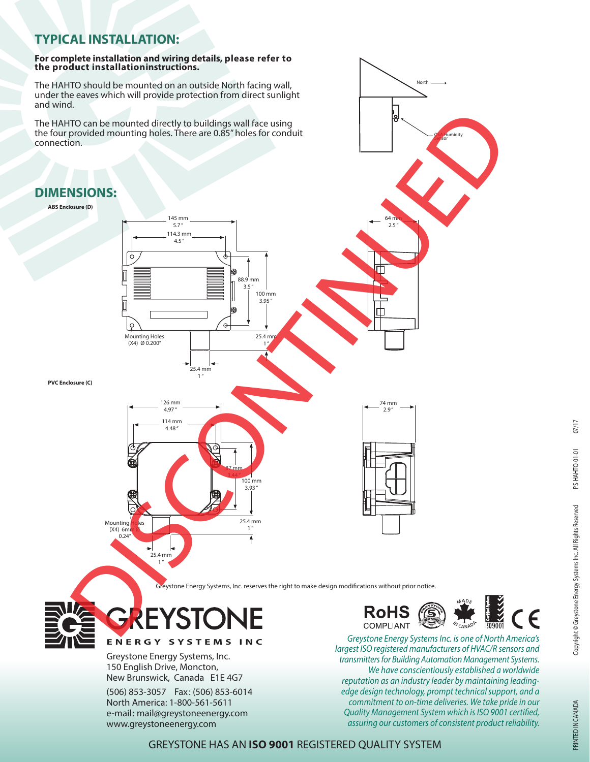## TYPICAL INSTALLATION:

**For complete installation and wiring details, please refer to the product installationinstructions.**

The HAHTO should be mounted on an outside North facing wall, under the eaves which will provide protection from direct sunlight and wind.

The HAHTO can be mounted directly to buildings wall face using the four provided mounting holes. There are 0.85" holes for conduit connection.

North

OSA Humidity Sensor

## DIMENSIONS:

**ABS Enclosure (D)**

145 mm
5.7"

114.3 mm
4.5"

88.9 mm
3.5"

100 mm
3.95"

64 mm
2.5"

Mounting Holes
(X4) Ø 0.200"

25.4 mm
1"

25.4 mm
1"

**PVC Enclosure (C)**

126 mm
4.97"

114 mm
4.48"

87 mm
3.44"

100 mm
3.93"

74 mm
2.9"

Mounting Holes
(X4) 6mm Ø
0.24"

25.4 mm
1"

25.4 mm
1"

DISCONTINUED

Greystone Energy Systems, Inc. reserves the right to make design modifications without prior notice.

GREYSTONE
ENERGY SYSTEMS INC

Greystone Energy Systems, Inc.
150 English Drive, Moncton,
New Brunswick, Canada E1E 4G7

(506) 853-3057 Fax: (506) 853-6014
North America: 1-800-561-5611
e-mail: mail@greystoneenergy.com
www.greystoneenergy.com

RoHS COMPLIANT

*Greystone Energy Systems Inc. is one of North America's largest ISO registered manufacturers of HVAC/R sensors and transmitters for Building Automation Management Systems. We have conscientiously established a worldwide reputation as an industry leader by maintaining leading-edge design technology, prompt technical support, and a commitment to on-time deliveries. We take pride in our Quality Management System which is ISO 9001 certified, assuring our customers of consistent product reliability.*

GREYSTONE HAS AN **ISO 9001** REGISTERED QUALITY SYSTEM

Copyright © Greystone Energy Systems Inc. All Rights Reserved PS-HAHTO-01-01 07/17

PRINTED IN CANADA